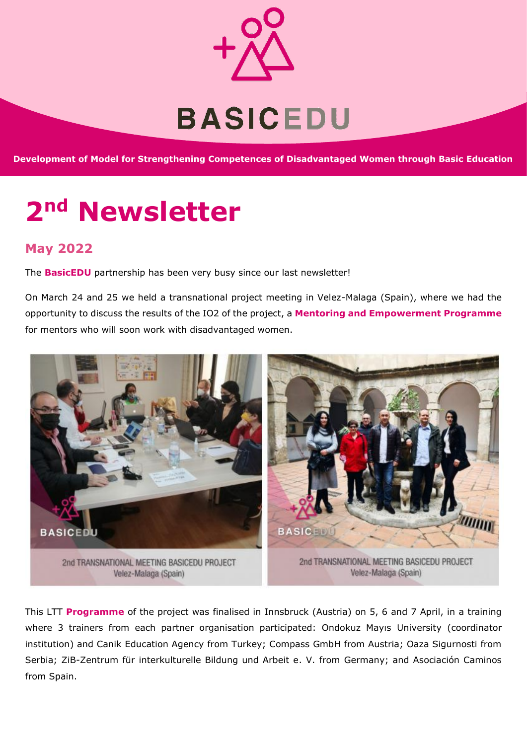# BASICEDU

**Development of Model for Strengthening Competences of Disadvantaged Women through Basic Education**

# 2nd Newsletter

## May 2022

The **BasicEDU** partnership has been very busy since our last newsletter!

On March 24 and 25 we held a transnational project meeting in Velez-Malaga (Spain), where we had the opportunity to discuss the results of the IO2 of the project, a **Mentoring and Empowerment Programme** for mentors who will soon work with disadvantaged women.

2nd TRANSNATIONAL MEETING BASICEDU PROJECT
Velez-Malaga (Spain)

2nd TRANSNATIONAL MEETING BASICEDU PROJECT
Velez-Malaga (Spain)

This LTT **Programme** of the project was finalised in Innsbruck (Austria) on 5, 6 and 7 April, in a training where 3 trainers from each partner organisation participated: Ondokuz Mayıs University (coordinator institution) and Canik Education Agency from Turkey; Compass GmbH from Austria; Oaza Sigurnosti from Serbia; ZiB-Zentrum für interkulturelle Bildung und Arbeit e. V. from Germany; and Asociación Caminos from Spain.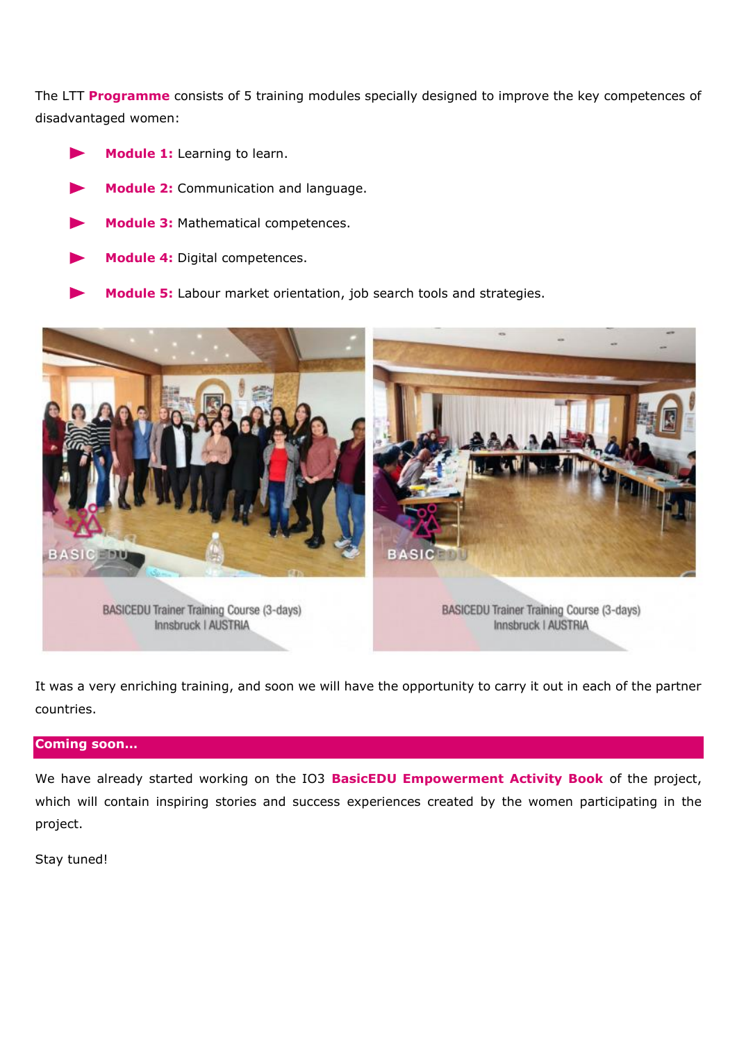The LTT **Programme** consists of 5 training modules specially designed to improve the key competences of disadvantaged women:

- **Module 1:** Learning to learn.
- **Module 2:** Communication and language.
- **Module 3:** Mathematical competences.
- **Module 4:** Digital competences.
- **Module 5:** Labour market orientation, job search tools and strategies.

BASICEDU Trainer Training Course (3-days)
Innsbruck I AUSTRIA

BASICEDU Trainer Training Course (3-days)
Innsbruck I AUSTRIA

It was a very enriching training, and soon we will have the opportunity to carry it out in each of the partner countries.

## Coming soon...

We have already started working on the IO3 **BasicEDU Empowerment Activity Book** of the project, which will contain inspiring stories and success experiences created by the women participating in the project.

Stay tuned!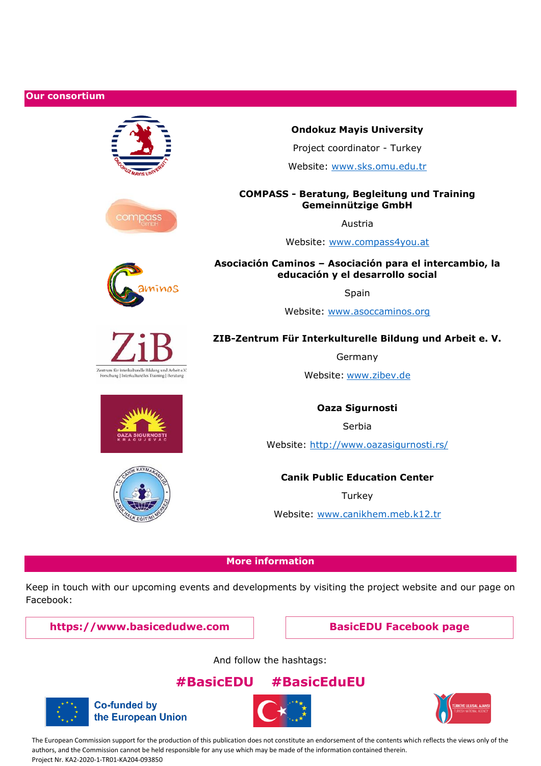## Our consortium

**Ondokuz Mayis University**

Project coordinator - Turkey

Website: www.sks.omu.edu.tr

**COMPASS - Beratung, Begleitung und Training Gemeinnützige GmbH**

Austria

Website: www.compass4you.at

**Asociación Caminos – Asociación para el intercambio, la educación y el desarrollo social**

Spain

Website: www.asoccaminos.org

**ZIB-Zentrum Für Interkulturelle Bildung und Arbeit e. V.**

Germany

Website: www.zibev.de

**Oaza Sigurnosti**

Serbia

Website: http://www.oazasigurnosti.rs/

**Canik Public Education Center**

Turkey

Website: www.canikhem.meb.k12.tr

## More information

Keep in touch with our upcoming events and developments by visiting the project website and our page on Facebook:

**https://www.basicedudwe.com**

**BasicEDU Facebook page**

And follow the hashtags:

**#BasicEDU #BasicEduEU**

Co-funded by the European Union

The European Commission support for the production of this publication does not constitute an endorsement of the contents which reflects the views only of the authors, and the Commission cannot be held responsible for any use which may be made of the information contained therein.

Project Nr. KA2-2020-1-TR01-KA204-093850